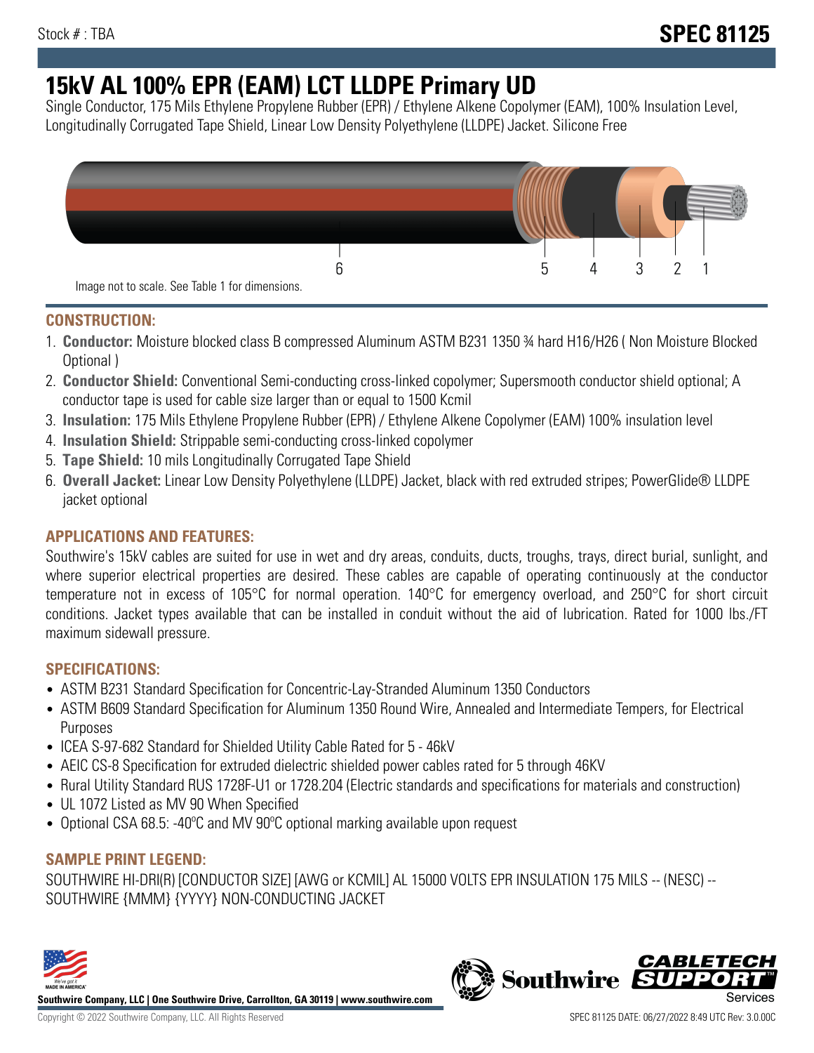Stock # : TBA

# SPEC 81125

# 15kV AL 100% EPR (EAM) LCT LLDPE Primary UD

Single Conductor, 175 Mils Ethylene Propylene Rubber (EPR) / Ethylene Alkene Copolymer (EAM), 100% Insulation Level, Longitudinally Corrugated Tape Shield, Linear Low Density Polyethylene (LLDPE) Jacket. Silicone Free

6 5 4 3 2 1

Image not to scale. See Table 1 for dimensions.

## CONSTRUCTION:

1. **Conductor:** Moisture blocked class B compressed Aluminum ASTM B231 1350 ¾ hard H16/H26 ( Non Moisture Blocked Optional )
2. **Conductor Shield:** Conventional Semi-conducting cross-linked copolymer; Supersmooth conductor shield optional; A conductor tape is used for cable size larger than or equal to 1500 Kcmil
3. **Insulation:** 175 Mils Ethylene Propylene Rubber (EPR) / Ethylene Alkene Copolymer (EAM) 100% insulation level
4. **Insulation Shield:** Strippable semi-conducting cross-linked copolymer
5. **Tape Shield:** 10 mils Longitudinally Corrugated Tape Shield
6. **Overall Jacket:** Linear Low Density Polyethylene (LLDPE) Jacket, black with red extruded stripes; PowerGlide® LLDPE jacket optional

## APPLICATIONS AND FEATURES:

Southwire's 15kV cables are suited for use in wet and dry areas, conduits, ducts, troughs, trays, direct burial, sunlight, and where superior electrical properties are desired. These cables are capable of operating continuously at the conductor temperature not in excess of 105°C for normal operation. 140°C for emergency overload, and 250°C for short circuit conditions. Jacket types available that can be installed in conduit without the aid of lubrication. Rated for 1000 lbs./FT maximum sidewall pressure.

## SPECIFICATIONS:

- ASTM B231 Standard Specification for Concentric-Lay-Stranded Aluminum 1350 Conductors
- ASTM B609 Standard Specification for Aluminum 1350 Round Wire, Annealed and Intermediate Tempers, for Electrical Purposes
- ICEA S-97-682 Standard for Shielded Utility Cable Rated for 5 - 46kV
- AEIC CS-8 Specification for extruded dielectric shielded power cables rated for 5 through 46KV
- Rural Utility Standard RUS 1728F-U1 or 1728.204 (Electric standards and specifications for materials and construction)
- UL 1072 Listed as MV 90 When Specified
- Optional CSA 68.5: -40ºC and MV 90ºC optional marking available upon request

## SAMPLE PRINT LEGEND:

SOUTHWIRE HI-DRI(R) [CONDUCTOR SIZE] [AWG or KCMIL] AL 15000 VOLTS EPR INSULATION 175 MILS -- (NESC) -- SOUTHWIRE {MMM} {YYYY} NON-CONDUCTING JACKET

**Southwire Company, LLC | One Southwire Drive, Carrollton, GA 30119 | www.southwire.com**

Copyright © 2022 Southwire Company, LLC. All Rights Reserved

SPEC 81125 DATE: 06/27/2022 8:49 UTC Rev: 3.0.00C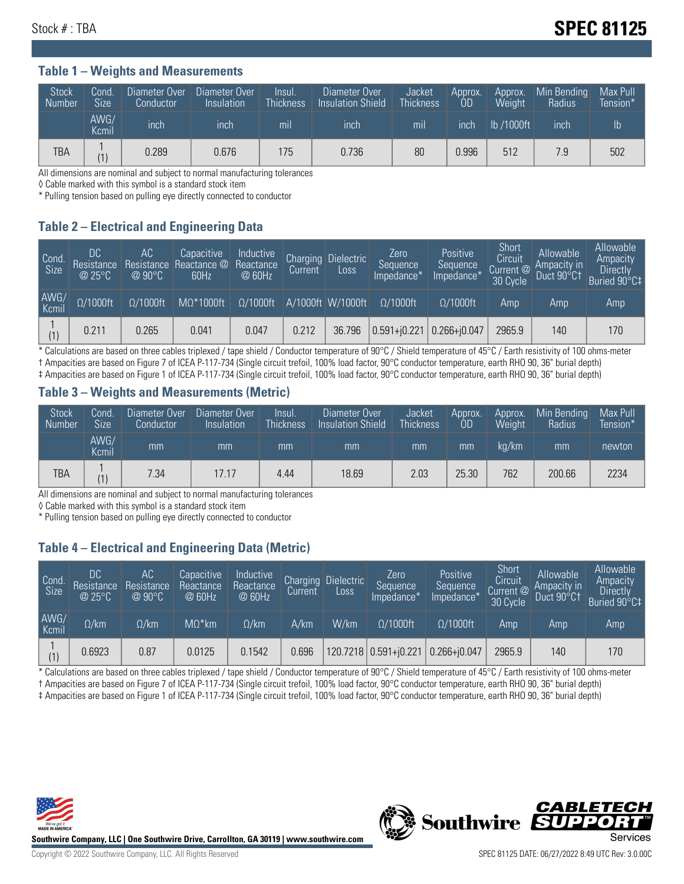Stock # : TBA

# SPEC 81125

## Table 1 – Weights and Measurements

| Stock Number | Cond. Size | Diameter Over Conductor | Diameter Over Insulation | Insul. Thickness | Diameter Over Insulation Shield | Jacket Thickness | Approx. OD | Approx. Weight | Min Bending Radius | Max Pull Tension* |
|---|---|---|---|---|---|---|---|---|---|---|
| | AWG/ Kcmil | inch | inch | mil | inch | mil | inch | lb /1000ft | inch | lb |
| TBA | 1 (1) | 0.289 | 0.676 | 175 | 0.736 | 80 | 0.996 | 512 | 7.9 | 502 |

All dimensions are nominal and subject to normal manufacturing tolerances
◊ Cable marked with this symbol is a standard stock item
* Pulling tension based on pulling eye directly connected to conductor

## Table 2 – Electrical and Engineering Data

| Cond. Size | DC Resistance @ 25°C | AC Resistance @ 90°C | Capacitive Reactance @ 60Hz | Inductive Reactance @ 60Hz | Charging Current | Dielectric Loss | Zero Sequence Impedance* | Positive Sequence Impedance* | Short Circuit Current @ 30 Cycle | Allowable Ampacity in Duct 90°C† | Allowable Ampacity Directly Buried 90°C‡ |
|---|---|---|---|---|---|---|---|---|---|---|---|
| AWG/ Kcmil | Ω/1000ft | Ω/1000ft | MΩ*1000ft | Ω/1000ft | A/1000ft | W/1000ft | Ω/1000ft | Ω/1000ft | Amp | Amp | Amp |
| 1 (1) | 0.211 | 0.265 | 0.041 | 0.047 | 0.212 | 36.796 | 0.591+j0.221 | 0.266+j0.047 | 2965.9 | 140 | 170 |

* Calculations are based on three cables triplexed / tape shield / Conductor temperature of 90°C / Shield temperature of 45°C / Earth resistivity of 100 ohms-meter
† Ampacities are based on Figure 7 of ICEA P-117-734 (Single circuit trefoil, 100% load factor, 90°C conductor temperature, earth RHO 90, 36" burial depth)
‡ Ampacities are based on Figure 1 of ICEA P-117-734 (Single circuit trefoil, 100% load factor, 90°C conductor temperature, earth RHO 90, 36" burial depth)

## Table 3 – Weights and Measurements (Metric)

| Stock Number | Cond. Size | Diameter Over Conductor | Diameter Over Insulation | Insul. Thickness | Diameter Over Insulation Shield | Jacket Thickness | Approx. OD | Approx. Weight | Min Bending Radius | Max Pull Tension* |
|---|---|---|---|---|---|---|---|---|---|---|
| | AWG/ Kcmil | mm | mm | mm | mm | mm | mm | kg/km | mm | newton |
| TBA | 1 (1) | 7.34 | 17.17 | 4.44 | 18.69 | 2.03 | 25.30 | 762 | 200.66 | 2234 |

All dimensions are nominal and subject to normal manufacturing tolerances
◊ Cable marked with this symbol is a standard stock item
* Pulling tension based on pulling eye directly connected to conductor

## Table 4 – Electrical and Engineering Data (Metric)

| Cond. Size | DC Resistance @ 25°C | AC Resistance @ 90°C | Capacitive Reactance @ 60Hz | Inductive Reactance @ 60Hz | Charging Current | Dielectric Loss | Zero Sequence Impedance* | Positive Sequence Impedance* | Short Circuit Current @ 30 Cycle | Allowable Ampacity in Duct 90°C† | Allowable Ampacity Directly Buried 90°C‡ |
|---|---|---|---|---|---|---|---|---|---|---|---|
| AWG/ Kcmil | Ω/km | Ω/km | MΩ*km | Ω/km | A/km | W/km | Ω/1000ft | Ω/1000ft | Amp | Amp | Amp |
| 1 (1) | 0.6923 | 0.87 | 0.0125 | 0.1542 | 0.696 | 120.7218 | 0.591+j0.221 | 0.266+j0.047 | 2965.9 | 140 | 170 |

* Calculations are based on three cables triplexed / tape shield / Conductor temperature of 90°C / Shield temperature of 45°C / Earth resistivity of 100 ohms-meter
† Ampacities are based on Figure 7 of ICEA P-117-734 (Single circuit trefoil, 100% load factor, 90°C conductor temperature, earth RHO 90, 36" burial depth)
‡ Ampacities are based on Figure 1 of ICEA P-117-734 (Single circuit trefoil, 100% load factor, 90°C conductor temperature, earth RHO 90, 36" burial depth)

Southwire Company, LLC | One Southwire Drive, Carrollton, GA 30119 | www.southwire.com

Copyright © 2022 Southwire Company, LLC. All Rights Reserved

SPEC 81125 DATE: 06/27/2022 8:49 UTC Rev: 3.0.00C